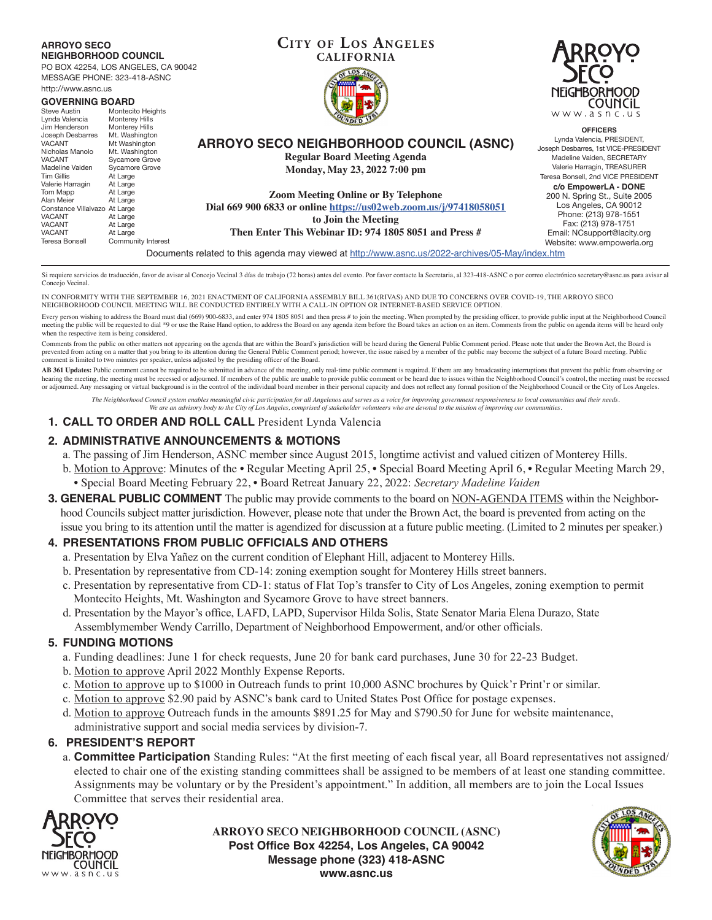**ARROYO SECO NEIGHBORHOOD COUNCIL**
PO BOX 42254, LOS ANGELES, CA 90042
MESSAGE PHONE: 323-418-ASNC
http://www.asnc.us

**GOVERNING BOARD**

| | |
|---|---|
| Steve Austin | Montecito Heights |
| Lynda Valencia | Monterey Hills |
| Jim Henderson | Monterey Hills |
| Joseph Desbarres | Mt. Washington |
| VACANT | Mt Washington |
| Nicholas Manolo | Mt. Washington |
| VACANT | Sycamore Grove |
| Madeline Vaiden | Sycamore Grove |
| Tim Gillis | At Large |
| Valerie Harragin | At Large |
| Tom Mapp | At Large |
| Alan Meier | At Large |
| Constance Villalvazo | At Large |
| VACANT | At Large |
| VACANT | At Large |
| VACANT | At Large |
| Teresa Bonsell | Community Interest |

**CITY OF LOS ANGELES**
**CALIFORNIA**

# ARROYO SECO NEIGHBORHOOD COUNCIL (ASNC)

**Regular Board Meeting Agenda**
**Monday, May 23, 2022 7:00 pm**

**Zoom Meeting Online or By Telephone**
**Dial 669 900 6833 or online https://us02web.zoom.us/j/97418058051**
**to Join the Meeting**
**Then Enter This Webinar ID: 974 1805 8051 and Press #**

**OFFICERS**
Lynda Valencia, PRESIDENT,
Joseph Desbarres, 1st VICE-PRESIDENT
Madeline Vaiden, SECRETARY
Valerie Harragin, TREASURER
Teresa Bonsell, 2nd VICE PRESIDENT

**c/o EmpowerLA - DONE**
200 N. Spring St., Suite 2005
Los Angeles, CA 90012
Phone: (213) 978-1551
Fax: (213) 978-1751
Email: NCsupport@lacity.org
Website: www.empowerla.org

Documents related to this agenda may viewed at http://www.asnc.us/2022-archives/05-May/index.htm

Si requiere servicios de traducción, favor de avisar al Concejo Vecinal 3 días de trabajo (72 horas) antes del evento. Por favor contacte la Secretaria, al 323-418-ASNC o por correo electrónico secretary@asnc.us para avisar al Concejo Vecinal.

IN CONFORMITY WITH THE SEPTEMBER 16, 2021 ENACTMENT OF CALIFORNIA ASSEMBLY BILL 361(RIVAS) AND DUE TO CONCERNS OVER COVID-19, THE ARROYO SECO NEIGHBORHOOD COUNCIL MEETING WILL BE CONDUCTED ENTIRELY WITH A CALL-IN OPTION OR INTERNET-BASED SERVICE OPTION.

Every person wishing to address the Board must dial (669) 900-6833, and enter 974 1805 8051 and then press # to join the meeting. When prompted by the presiding officer, to provide public input at the Neighborhood Council meeting the public will be requested to dial *9 or use the Raise Hand option, to address the Board on any agenda item before the Board takes an action on an item. Comments from the public on agenda items will be heard only when the respective item is being considered.

Comments from the public on other matters not appearing on the agenda that are within the Board's jurisdiction will be heard during the General Public Comment period. Please note that under the Brown Act, the Board is prevented from acting on a matter that you bring to its attention during the General Public Comment period; however, the issue raised by a member of the public may become the subject of a future Board meeting. Public comment is limited to two minutes per speaker, unless adjusted by the presiding officer of the Board.

**AB 361 Updates:** Public comment cannot be required to be submitted in advance of the meeting, only real-time public comment is required. If there are any broadcasting interruptions that prevent the public from observing or hearing the meeting, the meeting must be recessed or adjourned. If members of the public are unable to provide public comment or be heard due to issues within the Neighborhood Council's control, the meeting must be recessed or adjourned. Any messaging or virtual background is in the control of the individual board member in their personal capacity and does not reflect any formal position of the Neighborhood Council or the City of Los Angeles.

*The Neighborhood Council system enables meaningful civic participation for all Angelenos and serves as a voice for improving government responsiveness to local communities and their needs. We are an advisory body to the City of Los Angeles, comprised of stakeholder volunteers who are devoted to the mission of improving our communities.*

## 1. CALL TO ORDER AND ROLL CALL President Lynda Valencia

## 2. ADMINISTRATIVE ANNOUNCEMENTS & MOTIONS

a. The passing of Jim Henderson, ASNC member since August 2015, longtime activist and valued citizen of Monterey Hills.

b. Motion to Approve: Minutes of the • Regular Meeting April 25, • Special Board Meeting April 6, • Regular Meeting March 29, • Special Board Meeting February 22, • Board Retreat January 22, 2022: *Secretary Madeline Vaiden*

## 3. GENERAL PUBLIC COMMENT

The public may provide comments to the board on NON-AGENDA ITEMS within the Neighborhood Councils subject matter jurisdiction. However, please note that under the Brown Act, the board is prevented from acting on the issue you bring to its attention until the matter is agendized for discussion at a future public meeting. (Limited to 2 minutes per speaker.)

## 4. PRESENTATIONS FROM PUBLIC OFFICIALS AND OTHERS

a. Presentation by Elva Yañez on the current condition of Elephant Hill, adjacent to Monterey Hills.

b. Presentation by representative from CD-14: zoning exemption sought for Monterey Hills street banners.

c. Presentation by representative from CD-1: status of Flat Top's transfer to City of Los Angeles, zoning exemption to permit Montecito Heights, Mt. Washington and Sycamore Grove to have street banners.

d. Presentation by the Mayor's office, LAFD, LAPD, Supervisor Hilda Solis, State Senator Maria Elena Durazo, State Assemblymember Wendy Carrillo, Department of Neighborhood Empowerment, and/or other officials.

## 5. FUNDING MOTIONS

a. Funding deadlines: June 1 for check requests, June 20 for bank card purchases, June 30 for 22-23 Budget.

b. Motion to approve April 2022 Monthly Expense Reports.

c. Motion to approve up to $1000 in Outreach funds to print 10,000 ASNC brochures by Quick'r Print'r or similar.

c. Motion to approve $2.90 paid by ASNC's bank card to United States Post Office for postage expenses.

d. Motion to approve Outreach funds in the amounts $891.25 for May and $790.50 for June for website maintenance, administrative support and social media services by division-7.

## 6. PRESIDENT'S REPORT

a. **Committee Participation** Standing Rules: "At the first meeting of each fiscal year, all Board representatives not assigned/elected to chair one of the existing standing committees shall be assigned to be members of at least one standing committee. Assignments may be voluntary or by the President's appointment." In addition, all members are to join the Local Issues Committee that serves their residential area.

**ARROYO SECO NEIGHBORHOOD COUNCIL (ASNC)**
**Post Office Box 42254, Los Angeles, CA 90042**
**Message phone (323) 418-ASNC**
**www.asnc.us**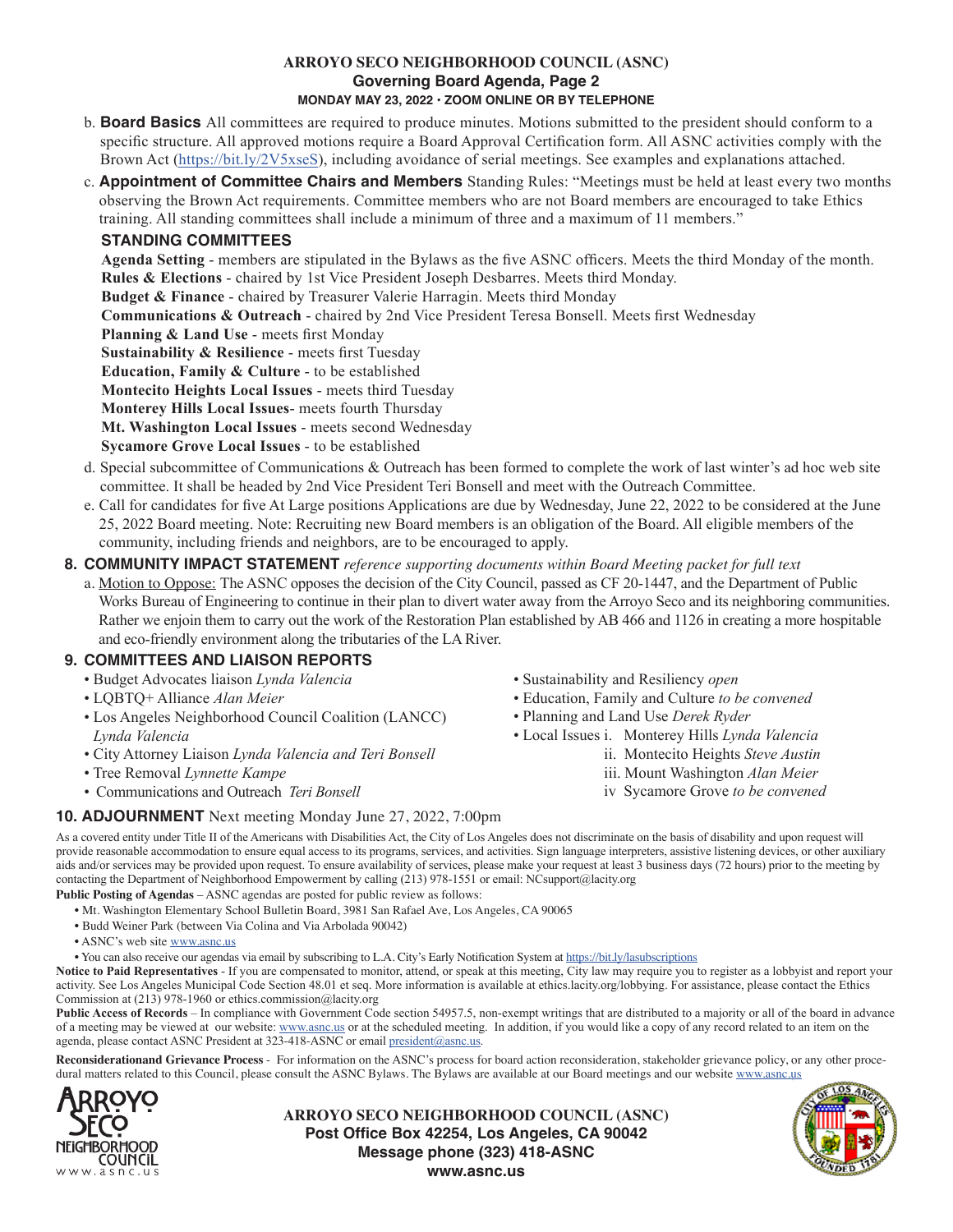b. **Board Basics** All committees are required to produce minutes. Motions submitted to the president should conform to a specific structure. All approved motions require a Board Approval Certification form. All ASNC activities comply with the Brown Act (https://bit.ly/2V5xseS), including avoidance of serial meetings. See examples and explanations attached.

c. **Appointment of Committee Chairs and Members** Standing Rules: "Meetings must be held at least every two months observing the Brown Act requirements. Committee members who are not Board members are encouraged to take Ethics training. All standing committees shall include a minimum of three and a maximum of 11 members."

**STANDING COMMITTEES**

**Agenda Setting** - members are stipulated in the Bylaws as the five ASNC officers. Meets the third Monday of the month.
**Rules & Elections** - chaired by 1st Vice President Joseph Desbarres. Meets third Monday.
**Budget & Finance** - chaired by Treasurer Valerie Harragin. Meets third Monday
**Communications & Outreach** - chaired by 2nd Vice President Teresa Bonsell. Meets first Wednesday
**Planning & Land Use** - meets first Monday
**Sustainability & Resilience** - meets first Tuesday
**Education, Family & Culture** - to be established
**Montecito Heights Local Issues** - meets third Tuesday
**Monterey Hills Local Issues**- meets fourth Thursday
**Mt. Washington Local Issues** - meets second Wednesday
**Sycamore Grove Local Issues** - to be established

d. Special subcommittee of Communications & Outreach has been formed to complete the work of last winter's ad hoc web site committee. It shall be headed by 2nd Vice President Teri Bonsell and meet with the Outreach Committee.

e. Call for candidates for five At Large positions Applications are due by Wednesday, June 22, 2022 to be considered at the June 25, 2022 Board meeting. Note: Recruiting new Board members is an obligation of the Board. All eligible members of the community, including friends and neighbors, are to be encouraged to apply.

## 8. COMMUNITY IMPACT STATEMENT *reference supporting documents within Board Meeting packet for full text*

a. Motion to Oppose: The ASNC opposes the decision of the City Council, passed as CF 20-1447, and the Department of Public Works Bureau of Engineering to continue in their plan to divert water away from the Arroyo Seco and its neighboring communities. Rather we enjoin them to carry out the work of the Restoration Plan established by AB 466 and 1126 in creating a more hospitable and eco-friendly environment along the tributaries of the LA River.

## 9. COMMITTEES AND LIAISON REPORTS

- Budget Advocates liaison *Lynda Valencia*
- LQBTQ+ Alliance *Alan Meier*
- Los Angeles Neighborhood Council Coalition (LANCC) *Lynda Valencia*
- City Attorney Liaison *Lynda Valencia and Teri Bonsell*
- Tree Removal *Lynnette Kampe*
- Communications and Outreach *Teri Bonsell*
- Sustainability and Resiliency *open*
- Education, Family and Culture *to be convened*
- Planning and Land Use *Derek Ryder*
- Local Issues i. Monterey Hills *Lynda Valencia*
  - ii. Montecito Heights *Steve Austin*
  - iii. Mount Washington *Alan Meier*
  - iv Sycamore Grove *to be convened*

## 10. ADJOURNMENT Next meeting Monday June 27, 2022, 7:00pm

As a covered entity under Title II of the Americans with Disabilities Act, the City of Los Angeles does not discriminate on the basis of disability and upon request will provide reasonable accommodation to ensure equal access to its programs, services, and activities. Sign language interpreters, assistive listening devices, or other auxiliary aids and/or services may be provided upon request. To ensure availability of services, please make your request at least 3 business days (72 hours) prior to the meeting by contacting the Department of Neighborhood Empowerment by calling (213) 978-1551 or email: NCsupport@lacity.org

**Public Posting of Agendas** – ASNC agendas are posted for public review as follows:

- Mt. Washington Elementary School Bulletin Board, 3981 San Rafael Ave, Los Angeles, CA 90065
- Budd Weiner Park (between Via Colina and Via Arbolada 90042)
- ASNC's web site www.asnc.us
- You can also receive our agendas via email by subscribing to L.A. City's Early Notification System at https://bit.ly/lasubscriptions

**Notice to Paid Representatives** - If you are compensated to monitor, attend, or speak at this meeting, City law may require you to register as a lobbyist and report your activity. See Los Angeles Municipal Code Section 48.01 et seq. More information is available at ethics.lacity.org/lobbying. For assistance, please contact the Ethics Commission at (213) 978-1960 or ethics.commission@lacity.org

**Public Access of Records** – In compliance with Government Code section 54957.5, non-exempt writings that are distributed to a majority or all of the board in advance of a meeting may be viewed at our website: www.asnc.us or at the scheduled meeting. In addition, if you would like a copy of any record related to an item on the agenda, please contact ASNC President at 323-418-ASNC or email president@asnc.us.

**Reconsiderationand Grievance Process** - For information on the ASNC's process for board action reconsideration, stakeholder grievance policy, or any other procedural matters related to this Council, please consult the ASNC Bylaws. The Bylaws are available at our Board meetings and our website www.asnc.us

**ARROYO SECO NEIGHBORHOOD COUNCIL (ASNC)**
**Post Office Box 42254, Los Angeles, CA 90042**
**Message phone (323) 418-ASNC**
**www.asnc.us**